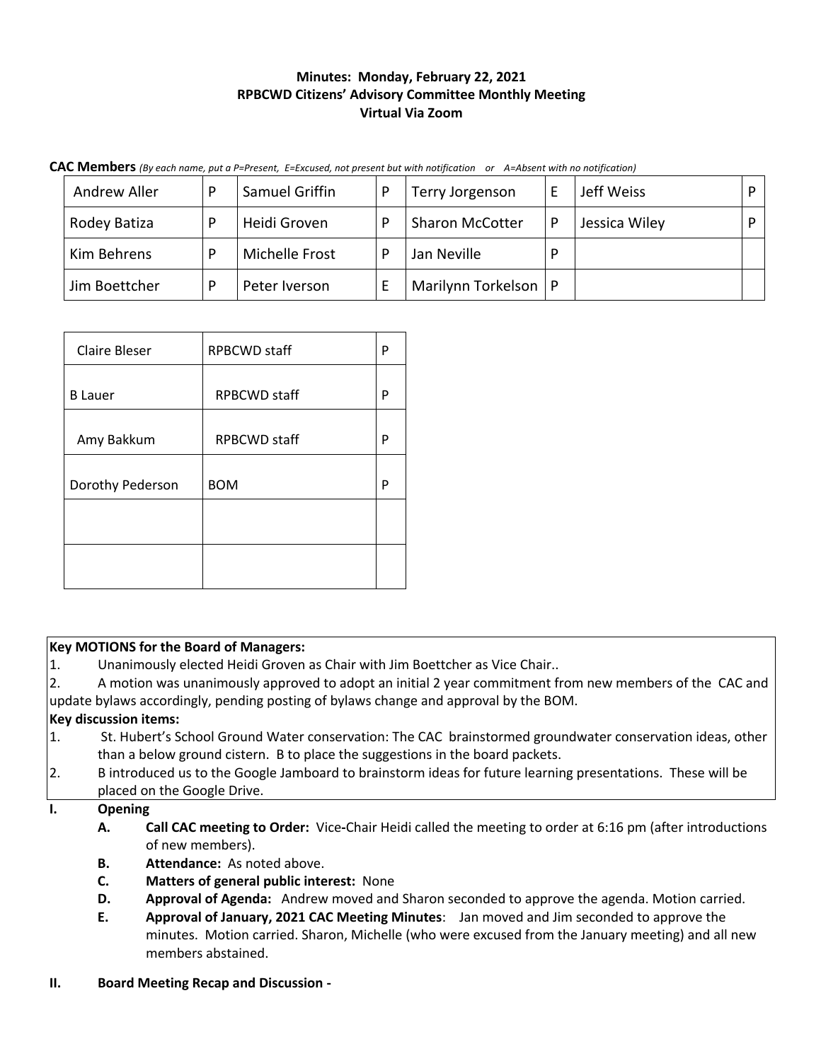**Minutes: Monday, February 22, 2021**
**RPBCWD Citizens' Advisory Committee Monthly Meeting**
**Virtual Via Zoom**

**CAC Members** *(By each name, put a P=Present, E=Excused, not present but with notification or A=Absent with no notification)*

| | | | | | | | |
|---|---|---|---|---|---|---|---|
| Andrew Aller | P | Samuel Griffin | P | Terry Jorgenson | E | Jeff Weiss | P |
| Rodey Batiza | P | Heidi Groven | P | Sharon McCotter | P | Jessica Wiley | P |
| Kim Behrens | P | Michelle Frost | P | Jan Neville | P | | |
| Jim Boettcher | P | Peter Iverson | E | Marilynn Torkelson | P | | |

| | | |
|---|---|---|
| Claire Bleser | RPBCWD staff | P |
| B Lauer | RPBCWD staff | P |
| Amy Bakkum | RPBCWD staff | P |
| Dorothy Pederson | BOM | P |
| | | |
| | | |

**Key MOTIONS for the Board of Managers:**

1. Unanimously elected Heidi Groven as Chair with Jim Boettcher as Vice Chair..
2. A motion was unanimously approved to adopt an initial 2 year commitment from new members of the CAC and update bylaws accordingly, pending posting of bylaws change and approval by the BOM.

**Key discussion items:**

1. St. Hubert's School Ground Water conservation: The CAC brainstormed groundwater conservation ideas, other than a below ground cistern. B to place the suggestions in the board packets.
2. B introduced us to the Google Jamboard to brainstorm ideas for future learning presentations. These will be placed on the Google Drive.

**I. Opening**

- **A. Call CAC meeting to Order:** Vice-Chair Heidi called the meeting to order at 6:16 pm (after introductions of new members).
- **B. Attendance:** As noted above.
- **C. Matters of general public interest:** None
- **D. Approval of Agenda:** Andrew moved and Sharon seconded to approve the agenda. Motion carried.
- **E. Approval of January, 2021 CAC Meeting Minutes**: Jan moved and Jim seconded to approve the minutes. Motion carried. Sharon, Michelle (who were excused from the January meeting) and all new members abstained.

**II. Board Meeting Recap and Discussion -**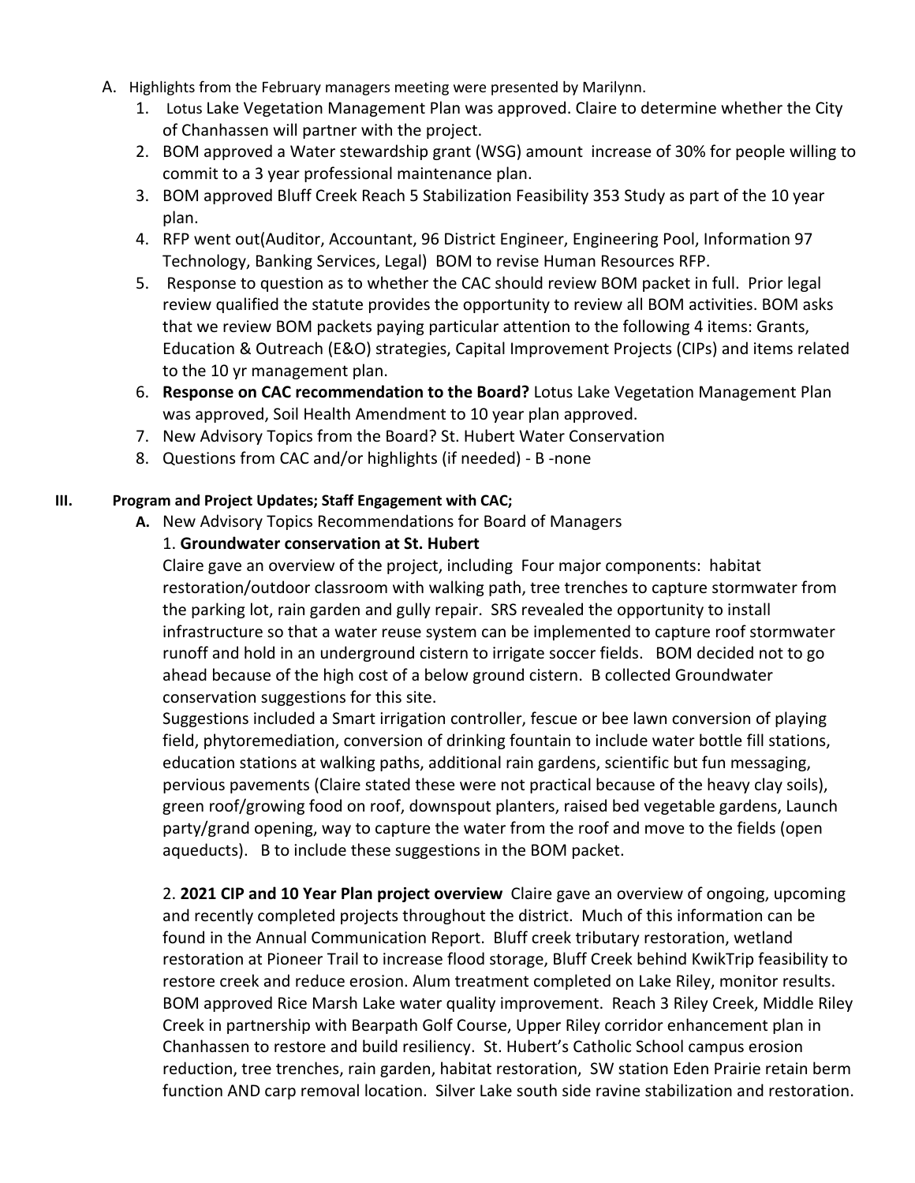A. Highlights from the February managers meeting were presented by Marilynn.
   1. Lotus Lake Vegetation Management Plan was approved. Claire to determine whether the City of Chanhassen will partner with the project.
   2. BOM approved a Water stewardship grant (WSG) amount increase of 30% for people willing to commit to a 3 year professional maintenance plan.
   3. BOM approved Bluff Creek Reach 5 Stabilization Feasibility 353 Study as part of the 10 year plan.
   4. RFP went out(Auditor, Accountant, 96 District Engineer, Engineering Pool, Information 97 Technology, Banking Services, Legal) BOM to revise Human Resources RFP.
   5. Response to question as to whether the CAC should review BOM packet in full. Prior legal review qualified the statute provides the opportunity to review all BOM activities. BOM asks that we review BOM packets paying particular attention to the following 4 items: Grants, Education & Outreach (E&O) strategies, Capital Improvement Projects (CIPs) and items related to the 10 yr management plan.
   6. **Response on CAC recommendation to the Board?** Lotus Lake Vegetation Management Plan was approved, Soil Health Amendment to 10 year plan approved.
   7. New Advisory Topics from the Board? St. Hubert Water Conservation
   8. Questions from CAC and/or highlights (if needed) - B -none

## III. Program and Project Updates; Staff Engagement with CAC;

**A.** New Advisory Topics Recommendations for Board of Managers

1. **Groundwater conservation at St. Hubert**

Claire gave an overview of the project, including Four major components: habitat restoration/outdoor classroom with walking path, tree trenches to capture stormwater from the parking lot, rain garden and gully repair. SRS revealed the opportunity to install infrastructure so that a water reuse system can be implemented to capture roof stormwater runoff and hold in an underground cistern to irrigate soccer fields. BOM decided not to go ahead because of the high cost of a below ground cistern. B collected Groundwater conservation suggestions for this site.

Suggestions included a Smart irrigation controller, fescue or bee lawn conversion of playing field, phytoremediation, conversion of drinking fountain to include water bottle fill stations, education stations at walking paths, additional rain gardens, scientific but fun messaging, pervious pavements (Claire stated these were not practical because of the heavy clay soils), green roof/growing food on roof, downspout planters, raised bed vegetable gardens, Launch party/grand opening, way to capture the water from the roof and move to the fields (open aqueducts). B to include these suggestions in the BOM packet.

2. **2021 CIP and 10 Year Plan project overview** Claire gave an overview of ongoing, upcoming and recently completed projects throughout the district. Much of this information can be found in the Annual Communication Report. Bluff creek tributary restoration, wetland restoration at Pioneer Trail to increase flood storage, Bluff Creek behind KwikTrip feasibility to restore creek and reduce erosion. Alum treatment completed on Lake Riley, monitor results. BOM approved Rice Marsh Lake water quality improvement. Reach 3 Riley Creek, Middle Riley Creek in partnership with Bearpath Golf Course, Upper Riley corridor enhancement plan in Chanhassen to restore and build resiliency. St. Hubert's Catholic School campus erosion reduction, tree trenches, rain garden, habitat restoration, SW station Eden Prairie retain berm function AND carp removal location. Silver Lake south side ravine stabilization and restoration.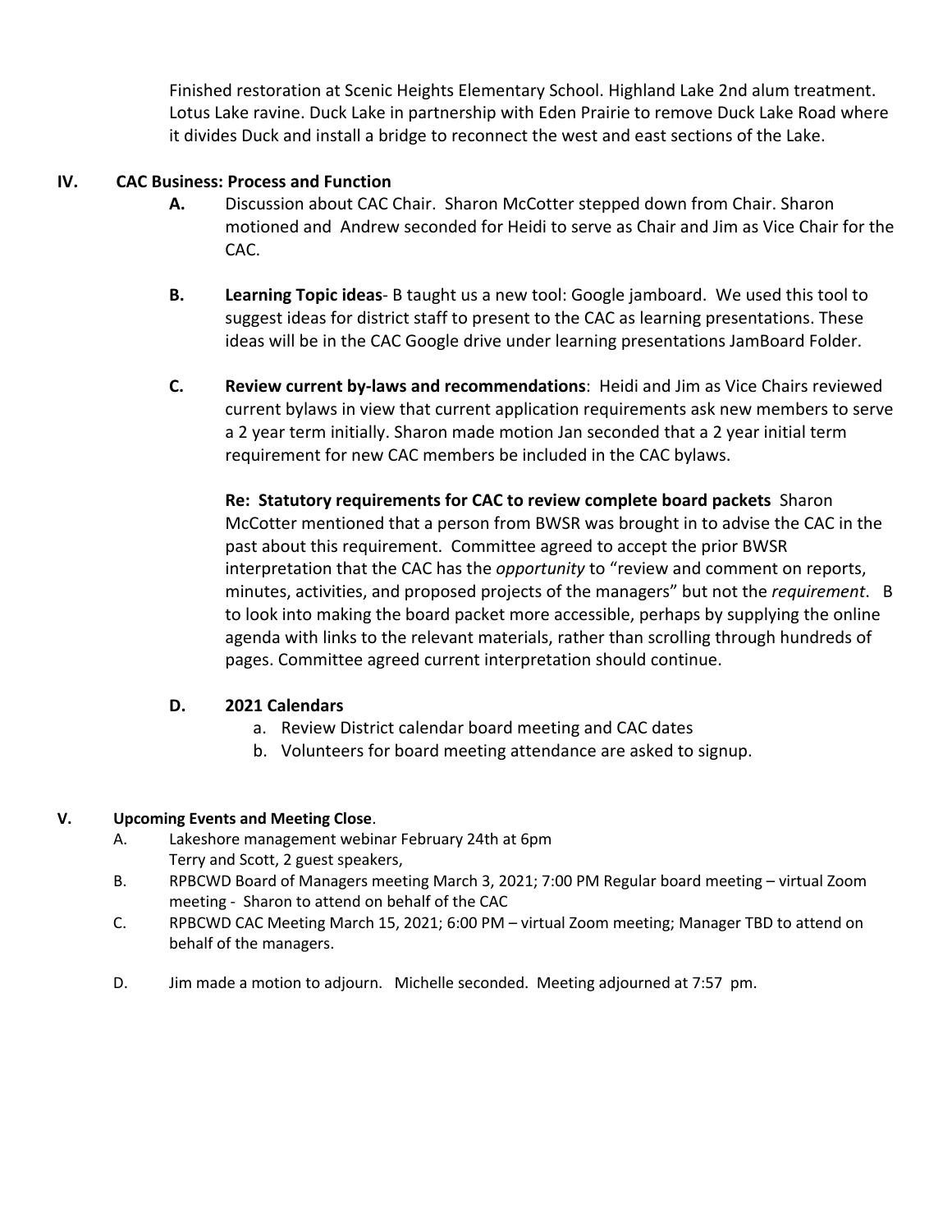Finished restoration at Scenic Heights Elementary School. Highland Lake 2nd alum treatment. Lotus Lake ravine. Duck Lake in partnership with Eden Prairie to remove Duck Lake Road where it divides Duck and install a bridge to reconnect the west and east sections of the Lake.

## IV. CAC Business: Process and Function

**A.** Discussion about CAC Chair. Sharon McCotter stepped down from Chair. Sharon motioned and Andrew seconded for Heidi to serve as Chair and Jim as Vice Chair for the CAC.

**B. Learning Topic ideas**- B taught us a new tool: Google jamboard. We used this tool to suggest ideas for district staff to present to the CAC as learning presentations. These ideas will be in the CAC Google drive under learning presentations JamBoard Folder.

**C. Review current by-laws and recommendations**: Heidi and Jim as Vice Chairs reviewed current bylaws in view that current application requirements ask new members to serve a 2 year term initially. Sharon made motion Jan seconded that a 2 year initial term requirement for new CAC members be included in the CAC bylaws.

**Re: Statutory requirements for CAC to review complete board packets** Sharon McCotter mentioned that a person from BWSR was brought in to advise the CAC in the past about this requirement. Committee agreed to accept the prior BWSR interpretation that the CAC has the *opportunity* to "review and comment on reports, minutes, activities, and proposed projects of the managers" but not the *requirement*. B to look into making the board packet more accessible, perhaps by supplying the online agenda with links to the relevant materials, rather than scrolling through hundreds of pages. Committee agreed current interpretation should continue.

**D. 2021 Calendars**

a. Review District calendar board meeting and CAC dates
b. Volunteers for board meeting attendance are asked to signup.

## V. Upcoming Events and Meeting Close.

A. Lakeshore management webinar February 24th at 6pm
Terry and Scott, 2 guest speakers,

B. RPBCWD Board of Managers meeting March 3, 2021; 7:00 PM Regular board meeting – virtual Zoom meeting - Sharon to attend on behalf of the CAC

C. RPBCWD CAC Meeting March 15, 2021; 6:00 PM – virtual Zoom meeting; Manager TBD to attend on behalf of the managers.

D. Jim made a motion to adjourn. Michelle seconded. Meeting adjourned at 7:57 pm.